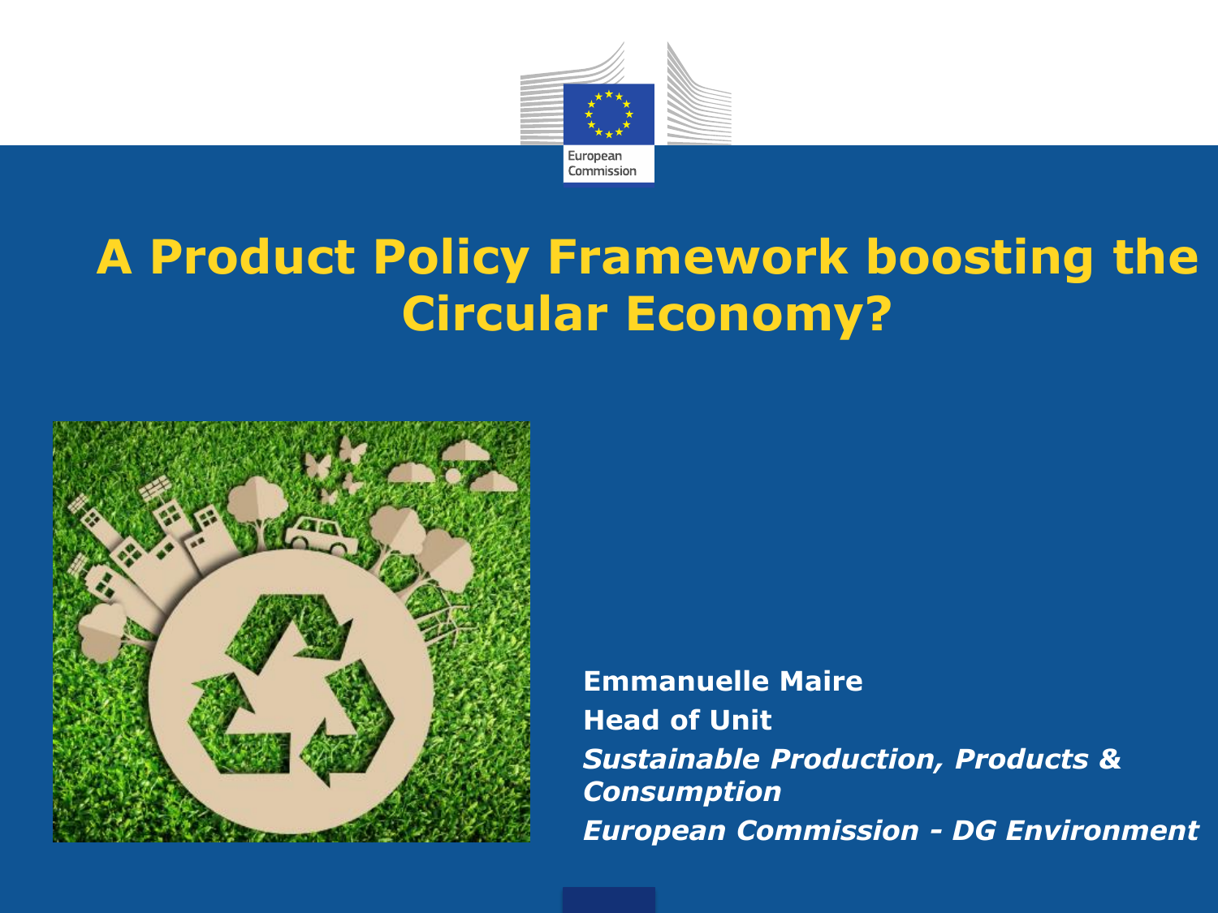# A Product Policy Framework boosting the Circular Economy?

**Emmanuelle Maire**

**Head of Unit**

***Sustainable Production, Products & Consumption***

***European Commission - DG Environment***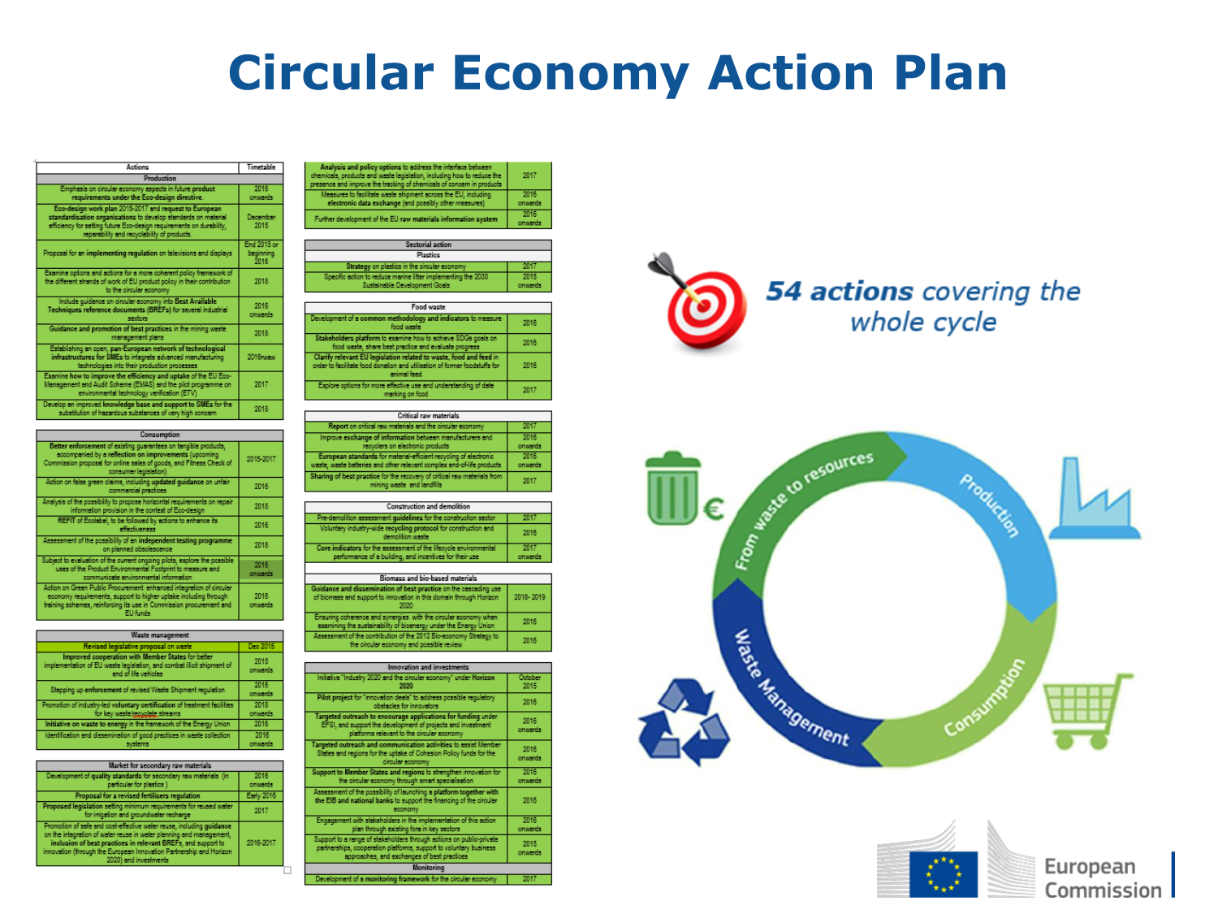# Circular Economy Action Plan

| Actions | Timetable |
|---|---|
| **Production** | |
| Emphasis on circular economy aspects in future product requirements under the Eco-design directive. | 2016 onwards |
| Eco-design work plan 2015-2017 and request to European standardisation organisations to develop standards on material efficiency for setting future Eco-design requirements on durability, reparability and recyclability of products. | December 2015 |
| Proposal for an implementing regulation on televisions and displays | End 2015 or beginning 2016 |
| Examine options and actions for a more coherent policy framework of the different strands of work of EU product policy in their contribution to the circular economy | 2018 |
| Include guidance on circular economy into Best Available Techniques reference documents (BREFs) for several industrial sectors | 2016 onwards |
| Guidance and promotion of best practices in the mining waste management plans | 2018 |
| Establishing an open, pan-European network of technological infrastructures for SMEs to integrate advanced manufacturing technologies into their production processes | 2016new |
| Examine how to improve the efficiency and uptake of the EU Eco-Management and Audit Scheme (EMAS) and the pilot programme on environmental technology verification (ETV) | 2017 |
| Develop an improved knowledge base and support to SMEs for the substitution of hazardous substances of very high concern | 2018 |
| **Consumption** | |
| Better enforcement of existing guarantees on tangible products, accompanied by a reflection on improvements (upcoming Commission proposal for online sales of goods, and Fitness Check of consumer legislation) | 2015-2017 |
| Action on false green claims, including updated guidance on unfair commercial practices | 2016 |
| Analysis of the possibility to propose horizontal requirements on repair information provision in the context of Eco-design | 2018 |
| REFIT of Ecolabel, to be followed by actions to enhance its effectiveness | 2016 |
| Assessment of the possibility of an independent testing programme on planned obsolescence | 2018 |
| Subject to evaluation of the current ongoing pilots, explore the possible uses of the Product Environmental Footprint to measure and communicate environmental information | 2016 onwards |
| Action on Green Public Procurement: enhanced integration of circular economy requirements, support to higher uptake including through training schemes, reinforcing its use in Commission procurement and EU funds | 2016 onwards |
| **Waste management** | |
| Revised legislative proposal on waste | Dec 2015 |
| Improved cooperation with Member States for better implementation of EU waste legislation, and combat illicit shipment of end of life vehicles | 2015 onwards |
| Stepping up enforcement of revised Waste Shipment regulation | 2016 onwards |
| Promotion of industry-led voluntary certification of treatment facilities for key waste/recyclate streams | 2018 onwards |
| Initiative on waste to energy in the framework of the Energy Union | 2016 |
| Identification and dissemination of good practices in waste collection systems | 2016 onwards |
| **Market for secondary raw materials** | |
| Development of quality standards for secondary raw materials (in particular for plastics) | 2016 onwards |
| Proposal for a revised fertilisers regulation | Early 2016 |
| Proposed legislation setting minimum requirements for reused water for irrigation and groundwater recharge | 2017 |
| Promotion of safe and cost-effective water reuse, including guidance on the integration of water reuse in water planning and management, inclusion of best practices in relevant BREFs, and support to innovation (through the European Innovation Partnership and Horizon 2020) and investments | 2016-2017 |
| Analysis and policy options to address the interface between chemicals, products and waste legislation, including how to reduce the presence and improve the tracking of chemicals of concern in products | 2017 |
| Measures to facilitate waste shipment across the EU, including electronic data exchange (and possibly other measures) | 2016 onwards |
| Further development of the EU raw materials information system | 2016 onwards |
| **Sectorial action** | |
| **Plastics** | |
| Strategy on plastics in the circular economy | 2017 |
| Specific action to reduce marine litter implementing the 2030 Sustainable Development Goals | 2015 onwards |
| **Food waste** | |
| Development of a common methodology and indicators to measure food waste | 2016 |
| Stakeholders platform to examine how to achieve SDGs goals on food waste, share best practice and evaluate progress | 2016 |
| Clarify relevant EU legislation related to waste, food and feed in order to facilitate food donation and utilisation of former foodstuffs for animal feed | 2016 |
| Explore options for more effective use and understanding of date marking on food | 2017 |
| **Critical raw materials** | |
| Report on critical raw materials and the circular economy | 2017 |
| Improve exchange of information between manufacturers and recyclers on electronic products | 2016 onwards |
| European standards for material-efficient recycling of electronic waste, waste batteries and other relevant complex end-of-life products | 2016 onwards |
| Sharing of best practice for the recovery of critical raw materials from mining waste and landfills | 2017 |
| **Construction and demolition** | |
| Pre-demolition assessment guidelines for the construction sector | 2017 |
| Voluntary industry-wide recycling protocol for construction and demolition waste | 2016 |
| Core indicators for the assessment of the lifecycle environmental performance of a building, and incentives for their use | 2017 onwards |
| **Biomass and bio-based materials** | |
| Guidance and dissemination of best practice on the cascading use of biomass and support to innovation in this domain through Horizon 2020 | 2018-2019 |
| Ensuring coherence and synergies with the circular economy when examining the sustainability of bioenergy under the Energy Union | 2016 |
| Assessment of the contribution of the 2012 Bio-economy Strategy to the circular economy and possible review | 2016 |
| **Innovation and investments** | |
| Initiative "Industry 2020 and the circular economy" under Horizon 2020 | October 2015 |
| Pilot project for "innovation deals" to address possible regulatory obstacles for innovators | 2016 |
| Targeted outreach to encourage applications for funding under EFSI, and support the development of projects and investment platforms relevant to the circular economy | 2016 onwards |
| Targeted outreach and communication activities to assist Member States and regions for the uptake of Cohesion Policy funds for the circular economy | 2016 onwards |
| Support to Member States and regions to strengthen innovation for the circular economy through smart specialisation | 2016 onwards |
| Assessment of the possibility of launching a platform together with the EIB and national banks to support the financing of the circular economy | 2016 |
| Engagement with stakeholders in the implementation of this action plan through existing fora in key sectors | 2016 onwards |
| Support to a range of stakeholders through actions on public-private partnerships, cooperation platforms, support to voluntary business approaches, and exchanges of best practices | 2015 onwards |
| **Monitoring** | |
| Development of a monitoring framework for the circular economy | 2017 |

***54 actions** covering the whole cycle*

From waste to resources — Production — Consumption — Waste Management

European Commission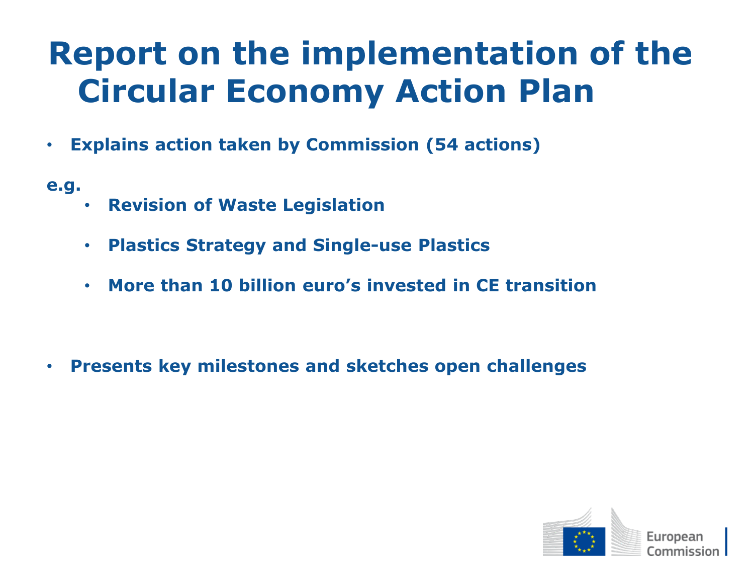# Report on the implementation of the Circular Economy Action Plan

- **Explains action taken by Commission (54 actions)**

**e.g.**

  - **Revision of Waste Legislation**
  - **Plastics Strategy and Single-use Plastics**
  - **More than 10 billion euro's invested in CE transition**

- **Presents key milestones and sketches open challenges**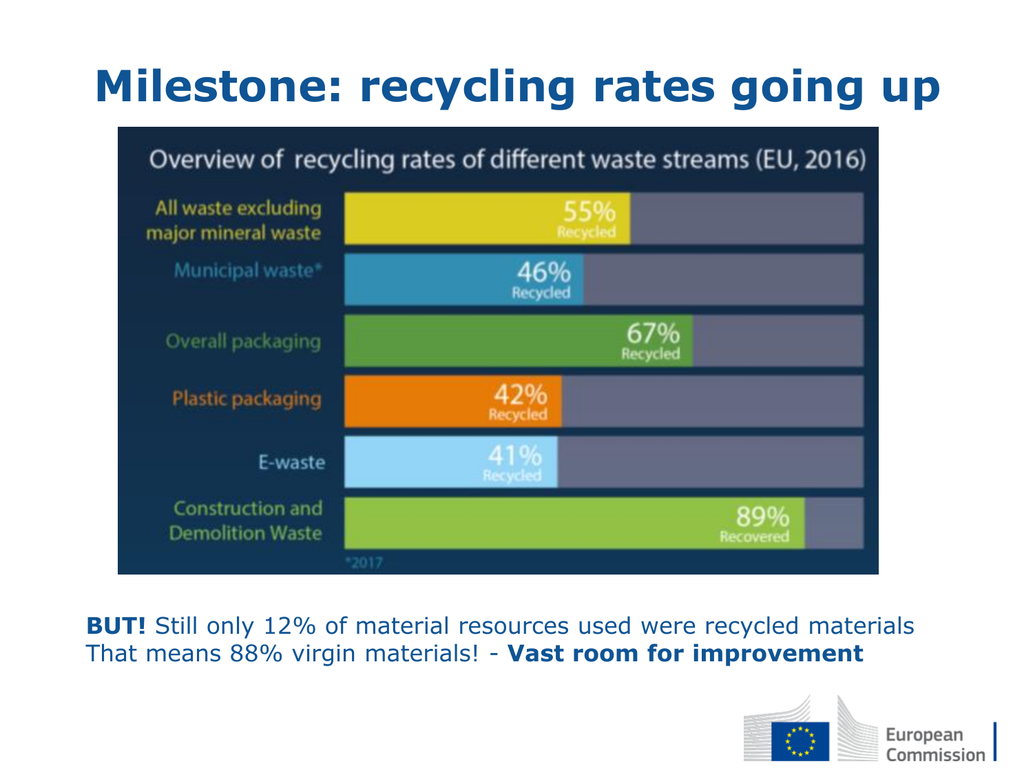# Milestone: recycling rates going up

Overview of recycling rates of different waste streams (EU, 2016)

| Waste stream | Rate |
| --- | --- |
| All waste excluding major mineral waste | 55% Recycled |
| Municipal waste* | 46% Recycled |
| Overall packaging | 67% Recycled |
| Plastic packaging | 42% Recycled |
| E-waste | 41% Recycled |
| Construction and Demolition Waste | 89% Recovered |

*2017

**BUT!** Still only 12% of material resources used were recycled materials
That means 88% virgin materials! - **Vast room for improvement**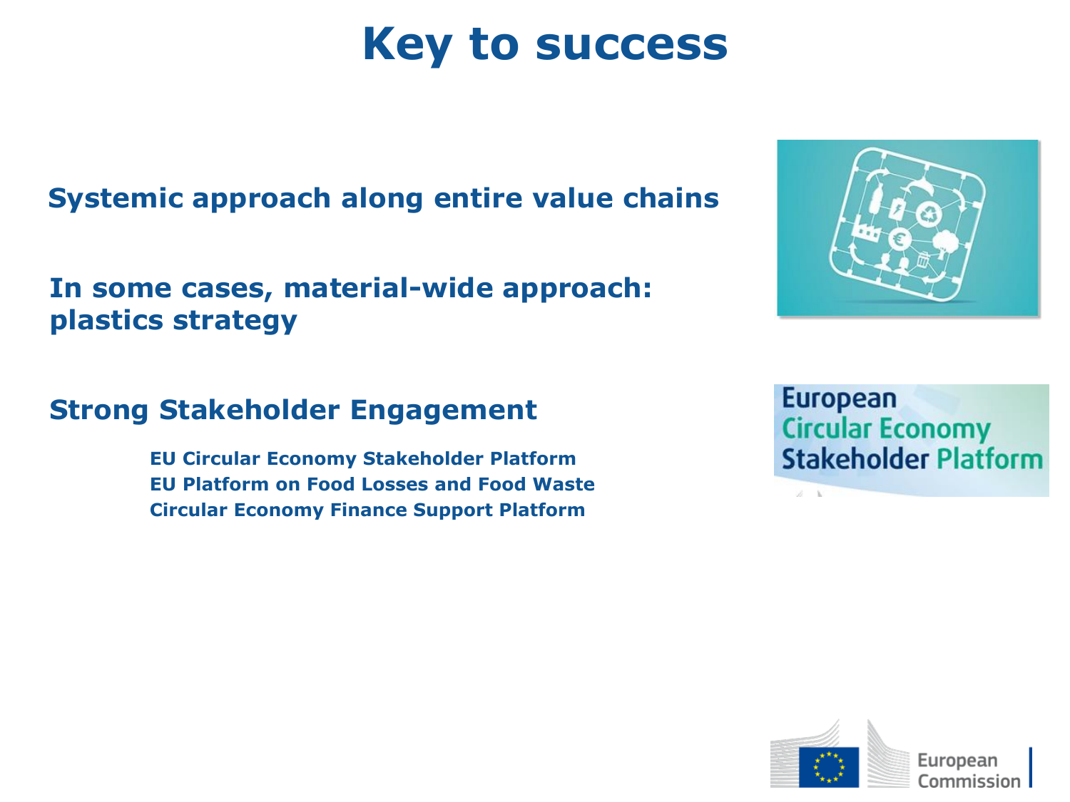# Key to success

**Systemic approach along entire value chains**

**In some cases, material-wide approach: plastics strategy**

**Strong Stakeholder Engagement**

- **EU Circular Economy Stakeholder Platform**
- **EU Platform on Food Losses and Food Waste**
- **Circular Economy Finance Support Platform**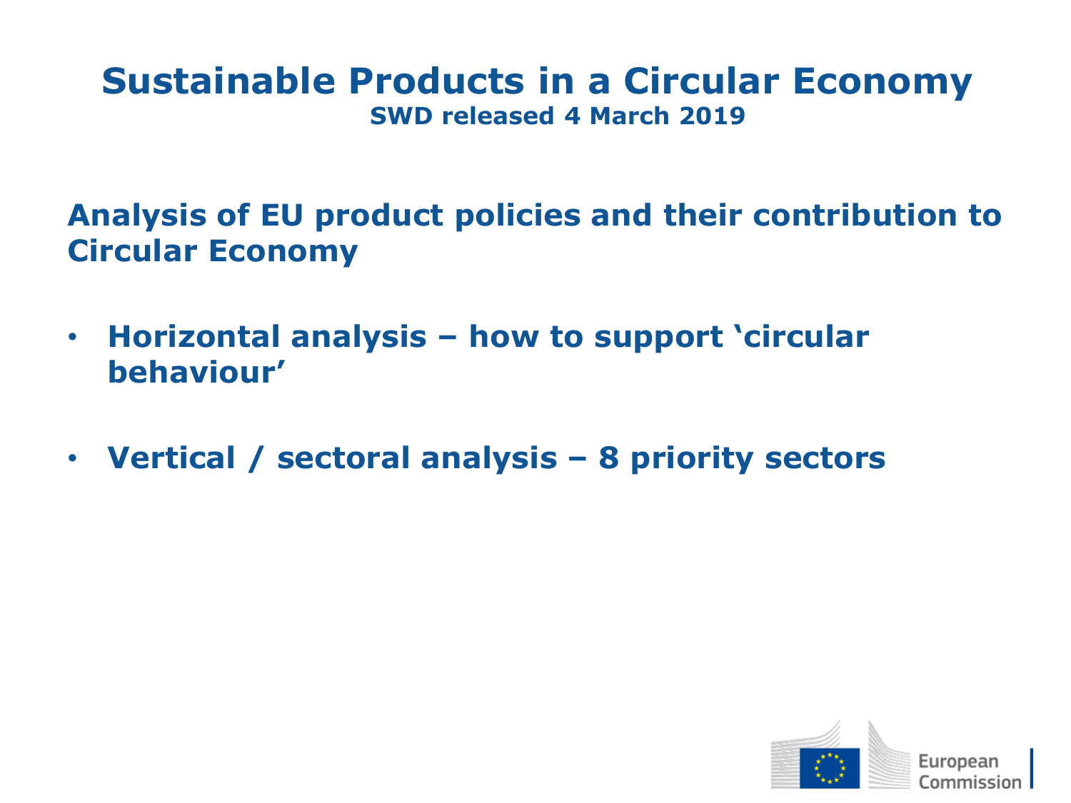# Sustainable Products in a Circular Economy

**SWD released 4 March 2019**

**Analysis of EU product policies and their contribution to Circular Economy**

- **Horizontal analysis – how to support 'circular behaviour'**
- **Vertical / sectoral analysis – 8 priority sectors**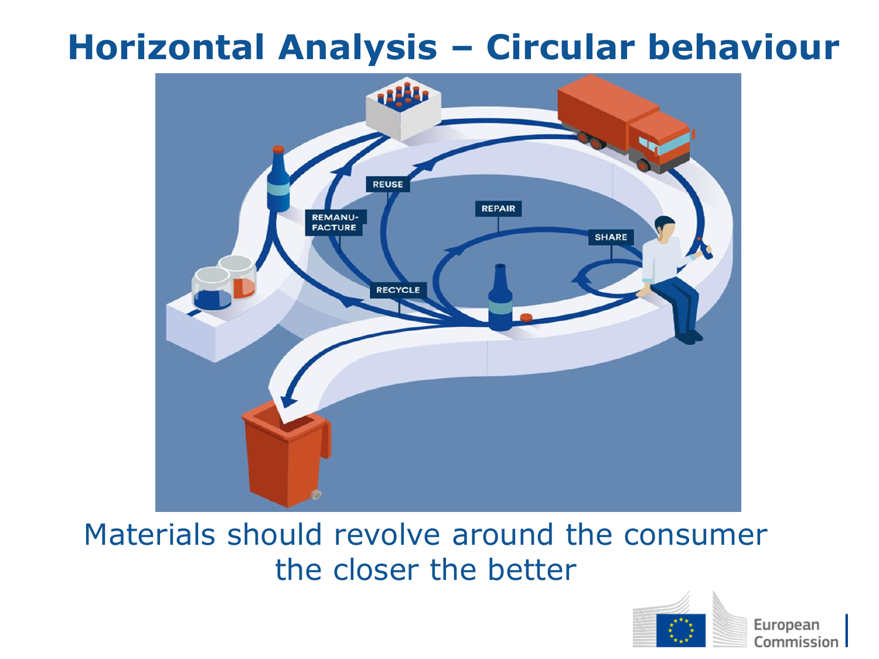# Horizontal Analysis – Circular behaviour

Materials should revolve around the consumer
the closer the better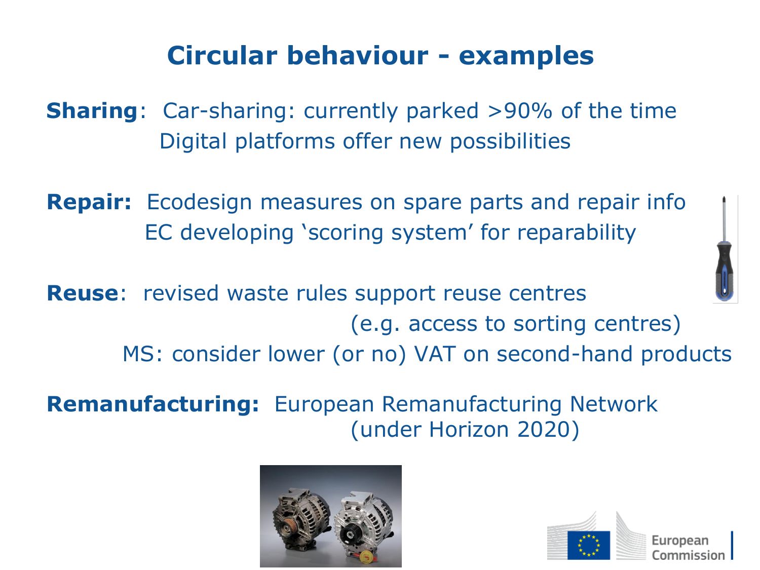# Circular behaviour - examples

**Sharing**: Car-sharing: currently parked >90% of the time
Digital platforms offer new possibilities

**Repair:** Ecodesign measures on spare parts and repair info
EC developing 'scoring system' for reparability

**Reuse**: revised waste rules support reuse centres
(e.g. access to sorting centres)
MS: consider lower (or no) VAT on second-hand products

**Remanufacturing:** European Remanufacturing Network
(under Horizon 2020)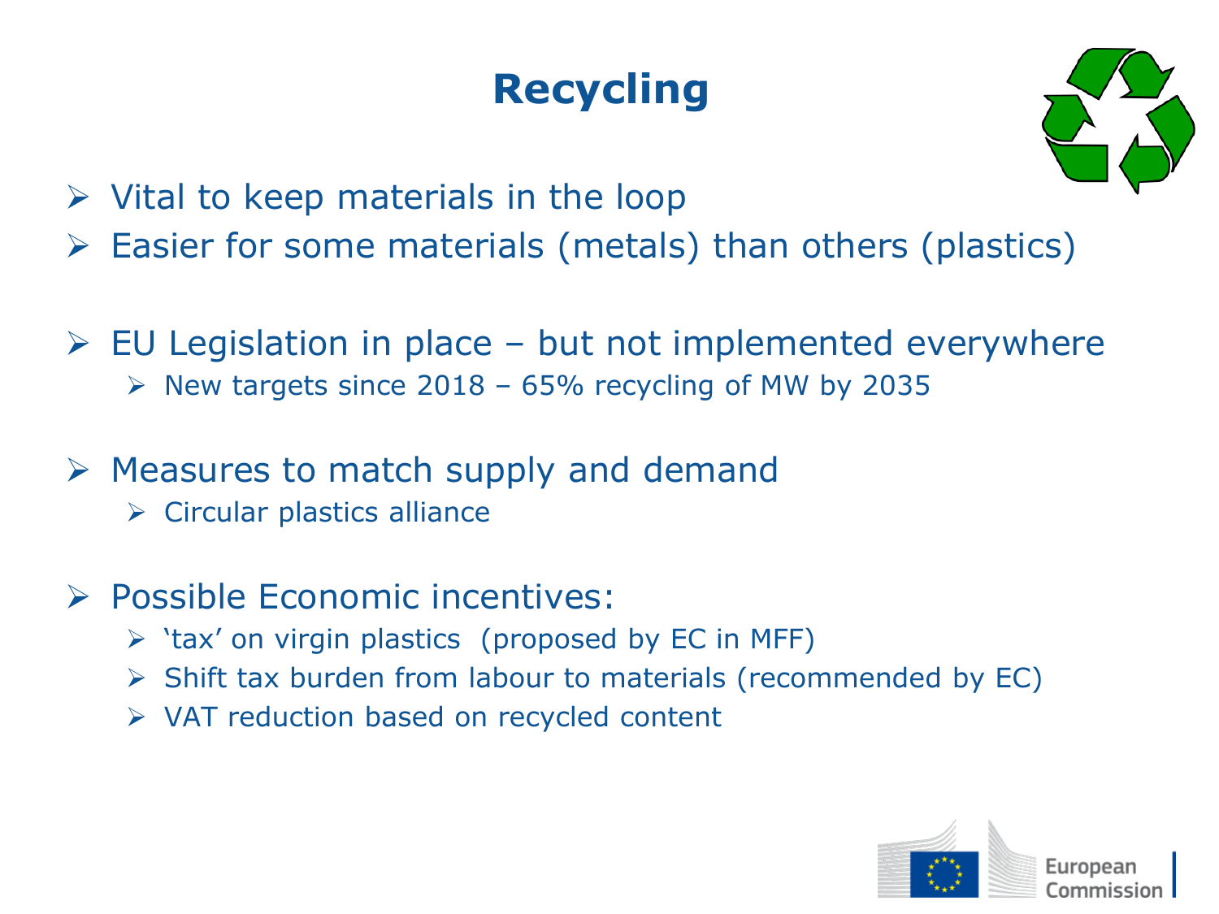# Recycling

- Vital to keep materials in the loop
- Easier for some materials (metals) than others (plastics)

- EU Legislation in place – but not implemented everywhere
  - New targets since 2018 – 65% recycling of MW by 2035

- Measures to match supply and demand
  - Circular plastics alliance

- Possible Economic incentives:
  - 'tax' on virgin plastics (proposed by EC in MFF)
  - Shift tax burden from labour to materials (recommended by EC)
  - VAT reduction based on recycled content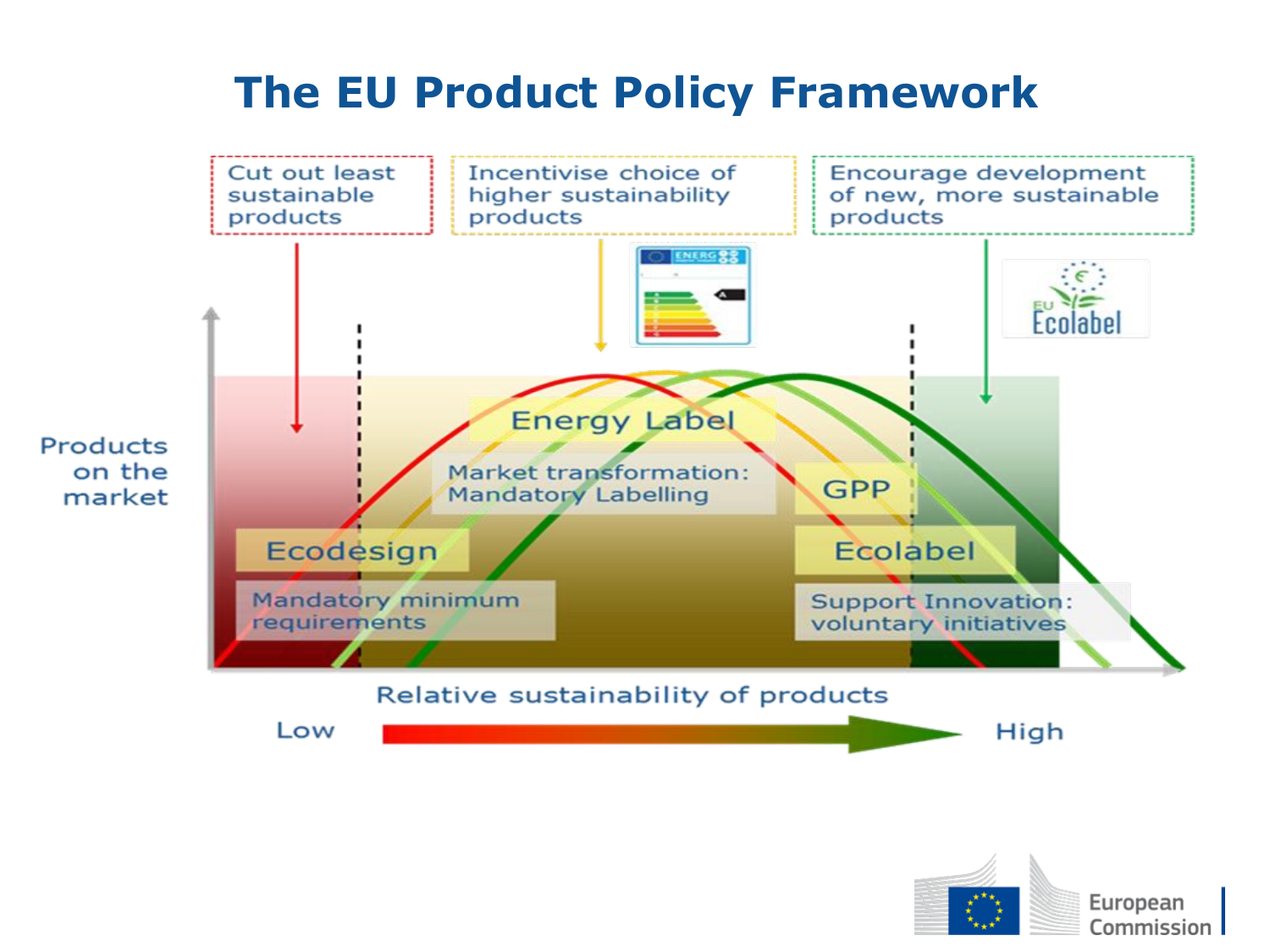# The EU Product Policy Framework

Cut out least sustainable products

Incentivise choice of higher sustainability products

Encourage development of new, more sustainable products

Energy Label

Market transformation: Mandatory Labelling

GPP

Ecodesign

Mandatory minimum requirements

Ecolabel

Support Innovation: voluntary initiatives

Products on the market

Relative sustainability of products

Low

High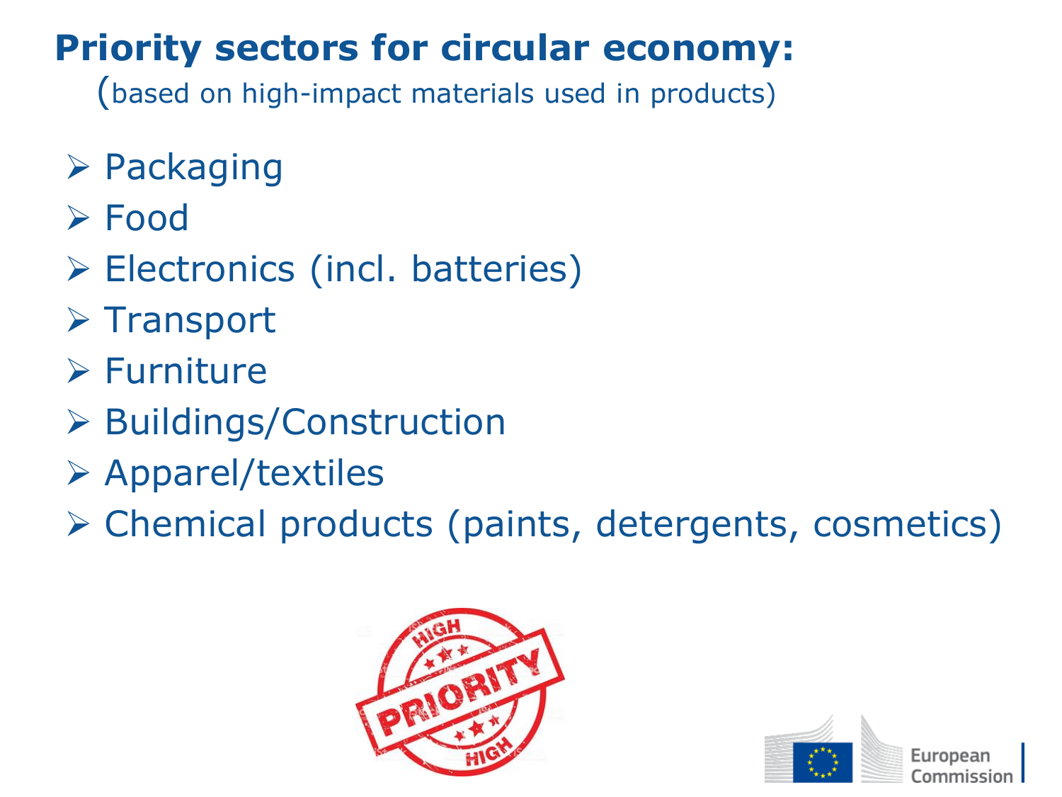# Priority sectors for circular economy:

(based on high-impact materials used in products)

- Packaging
- Food
- Electronics (incl. batteries)
- Transport
- Furniture
- Buildings/Construction
- Apparel/textiles
- Chemical products (paints, detergents, cosmetics)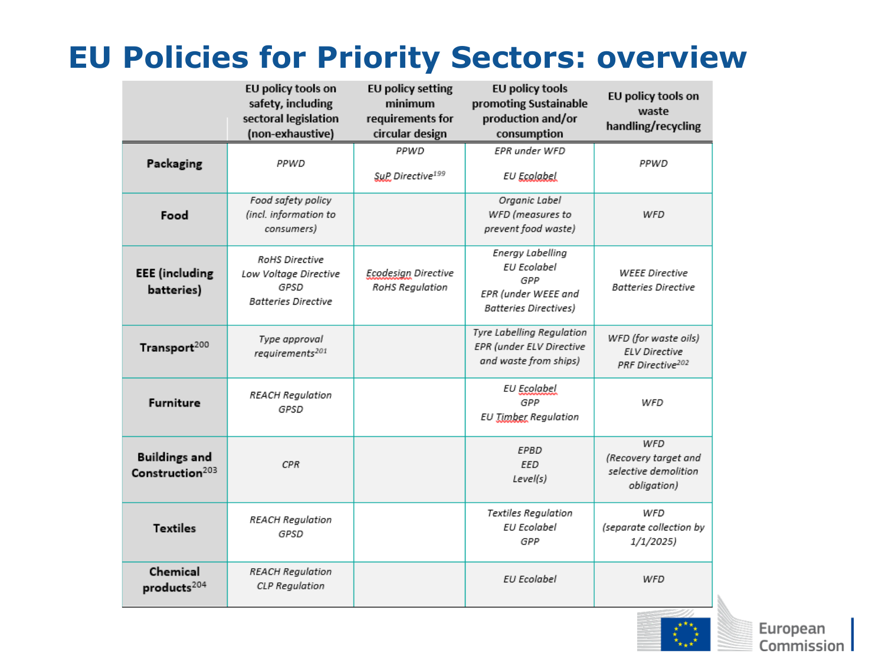# EU Policies for Priority Sectors: overview

| | EU policy tools on safety, including sectoral legislation (non-exhaustive) | EU policy setting minimum requirements for circular design | EU policy tools promoting Sustainable production and/or consumption | EU policy tools on waste handling/recycling |
|---|---|---|---|---|
| **Packaging** | *PPWD* | *PPWD*<br><br>*SuP Directive*[199] | *EPR under WFD*<br><br>*EU Ecolabel* | *PPWD* |
| **Food** | *Food safety policy (incl. information to consumers)* | | *Organic Label*<br>*WFD (measures to prevent food waste)* | *WFD* |
| **EEE (including batteries)** | *RoHS Directive*<br>*Low Voltage Directive*<br>*GPSD*<br>*Batteries Directive* | *Ecodesign Directive*<br>*RoHS Regulation* | *Energy Labelling*<br>*EU Ecolabel*<br>*GPP*<br>*EPR (under WEEE and Batteries Directives)* | *WEEE Directive*<br>*Batteries Directive* |
| **Transport**[200] | *Type approval requirements*[201] | | *Tyre Labelling Regulation*<br>*EPR (under ELV Directive and waste from ships)* | *WFD (for waste oils)*<br>*ELV Directive*<br>*PRF Directive*[202] |
| **Furniture** | *REACH Regulation*<br>*GPSD* | | *EU Ecolabel*<br>*GPP*<br>*EU Timber Regulation* | *WFD* |
| **Buildings and Construction**[203] | *CPR* | | *EPBD*<br>*EED*<br>*Level(s)* | *WFD*<br>*(Recovery target and selective demolition obligation)* |
| **Textiles** | *REACH Regulation*<br>*GPSD* | | *Textiles Regulation*<br>*EU Ecolabel*<br>*GPP* | *WFD*<br>*(separate collection by 1/1/2025)* |
| **Chemical products**[204] | *REACH Regulation*<br>*CLP Regulation* | | *EU Ecolabel* | *WFD* |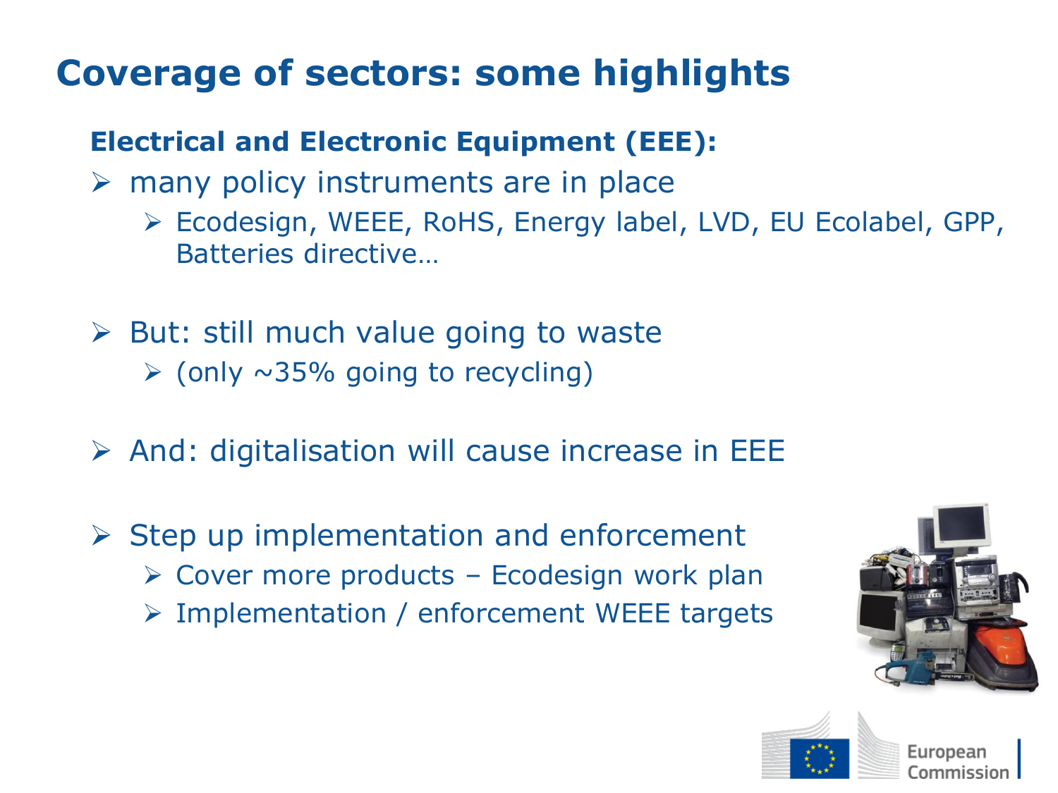# Coverage of sectors: some highlights

**Electrical and Electronic Equipment (EEE):**

- many policy instruments are in place
  - Ecodesign, WEEE, RoHS, Energy label, LVD, EU Ecolabel, GPP, Batteries directive…
- But: still much value going to waste
  - (only ~35% going to recycling)
- And: digitalisation will cause increase in EEE
- Step up implementation and enforcement
  - Cover more products – Ecodesign work plan
  - Implementation / enforcement WEEE targets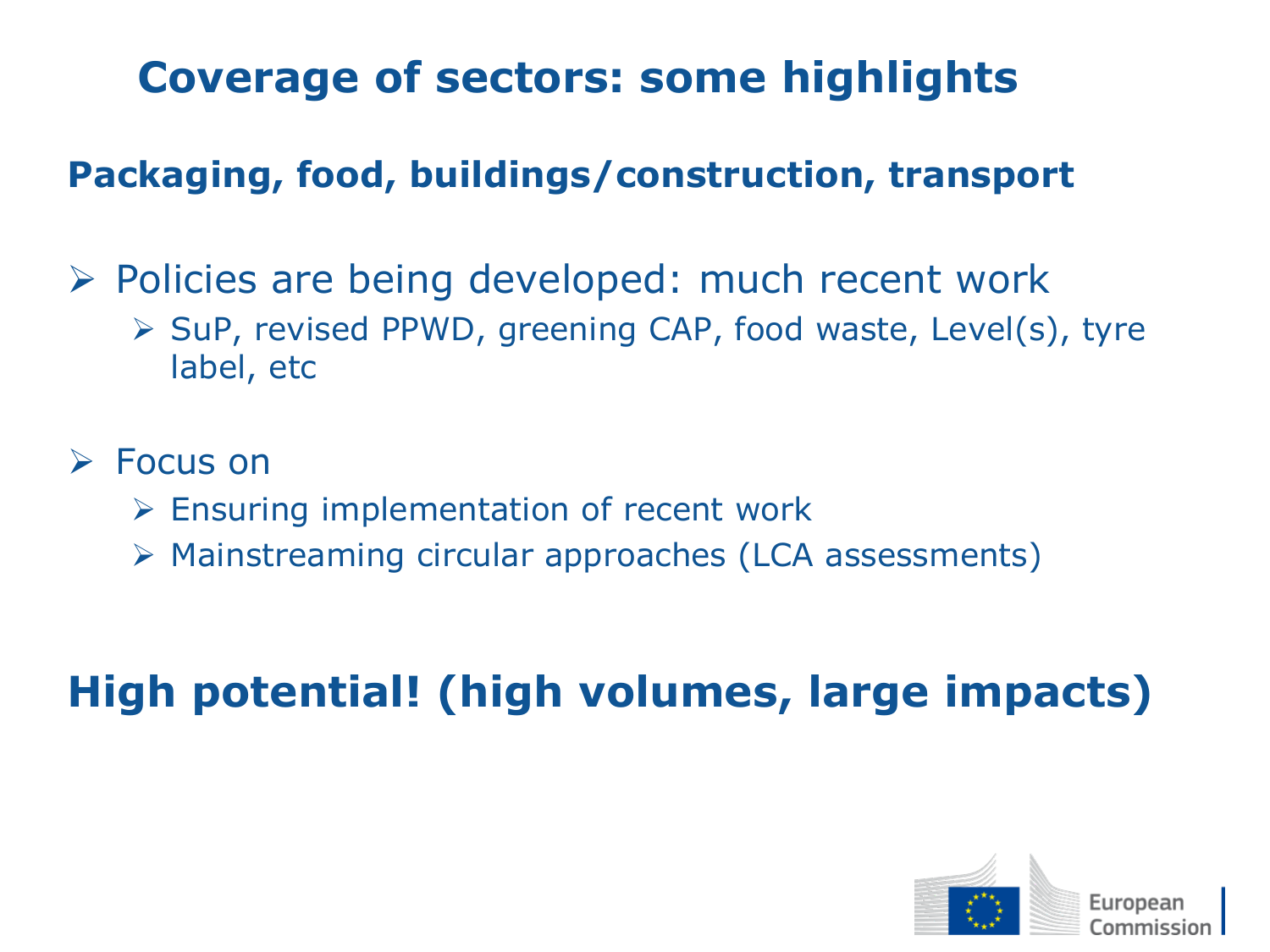# Coverage of sectors: some highlights

**Packaging, food, buildings/construction, transport**

- Policies are being developed: much recent work
  - SuP, revised PPWD, greening CAP, food waste, Level(s), tyre label, etc

- Focus on
  - Ensuring implementation of recent work
  - Mainstreaming circular approaches (LCA assessments)

**High potential! (high volumes, large impacts)**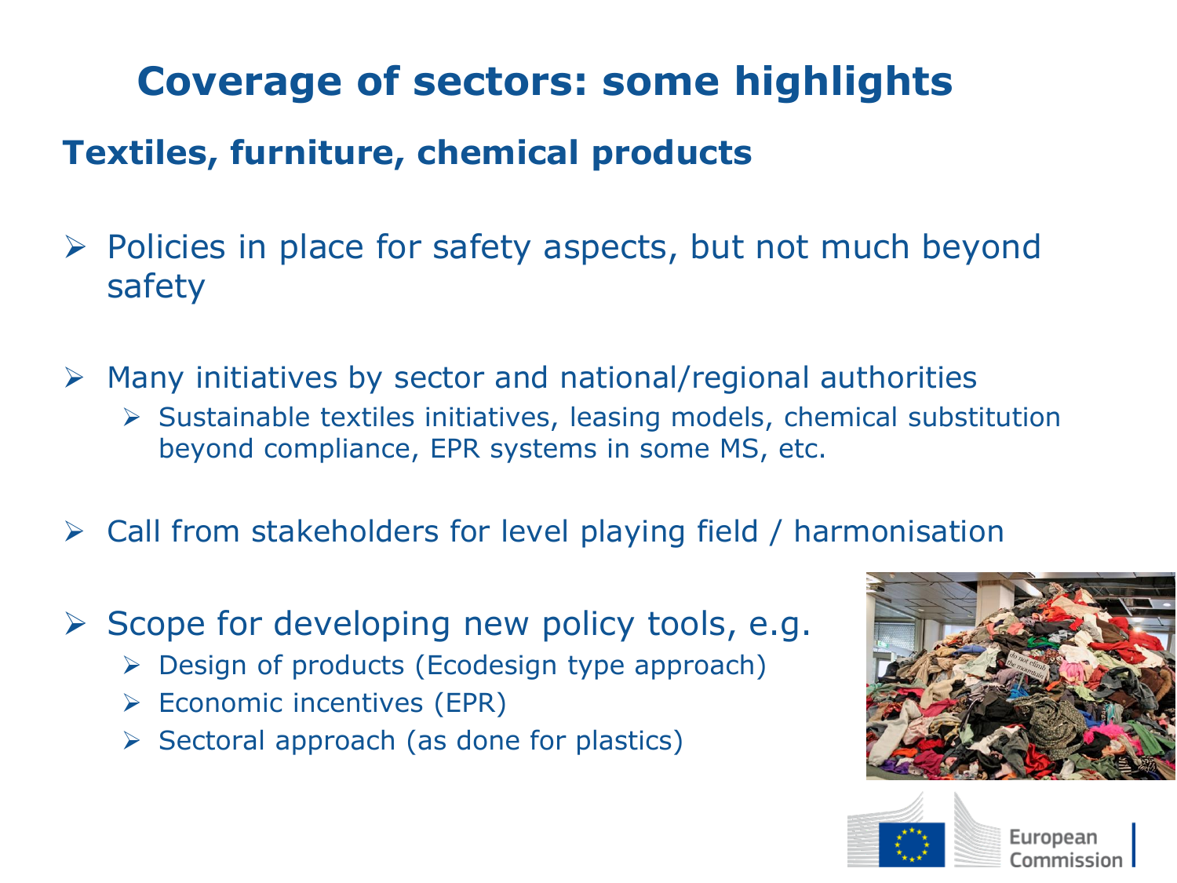# Coverage of sectors: some highlights

## Textiles, furniture, chemical products

- Policies in place for safety aspects, but not much beyond safety
- Many initiatives by sector and national/regional authorities
  - Sustainable textiles initiatives, leasing models, chemical substitution beyond compliance, EPR systems in some MS, etc.
- Call from stakeholders for level playing field / harmonisation
- Scope for developing new policy tools, e.g.
  - Design of products (Ecodesign type approach)
  - Economic incentives (EPR)
  - Sectoral approach (as done for plastics)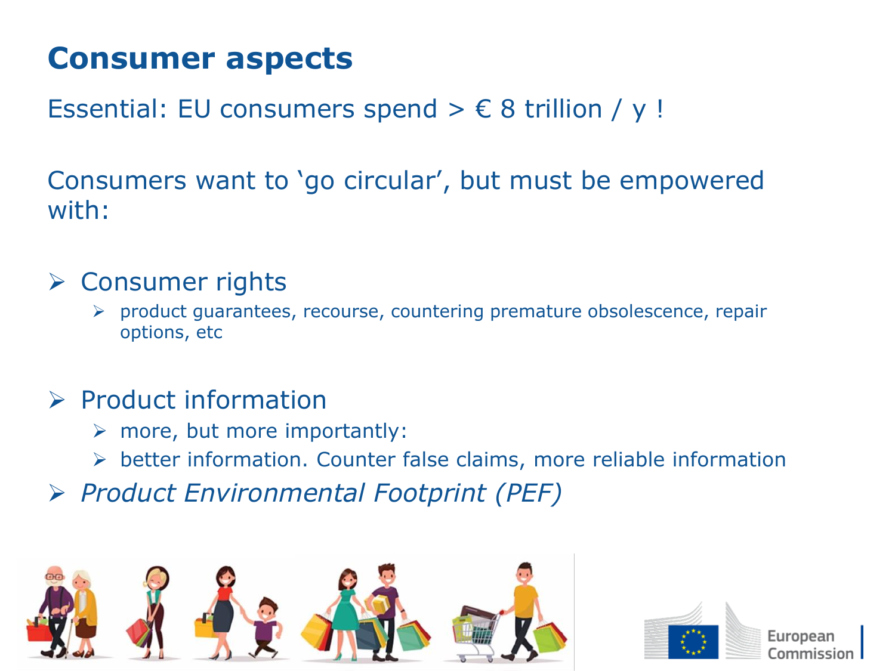# Consumer aspects

Essential: EU consumers spend > € 8 trillion / y !

Consumers want to 'go circular', but must be empowered with:

- Consumer rights
  - product guarantees, recourse, countering premature obsolescence, repair options, etc
- Product information
  - more, but more importantly:
  - better information. Counter false claims, more reliable information
- *Product Environmental Footprint (PEF)*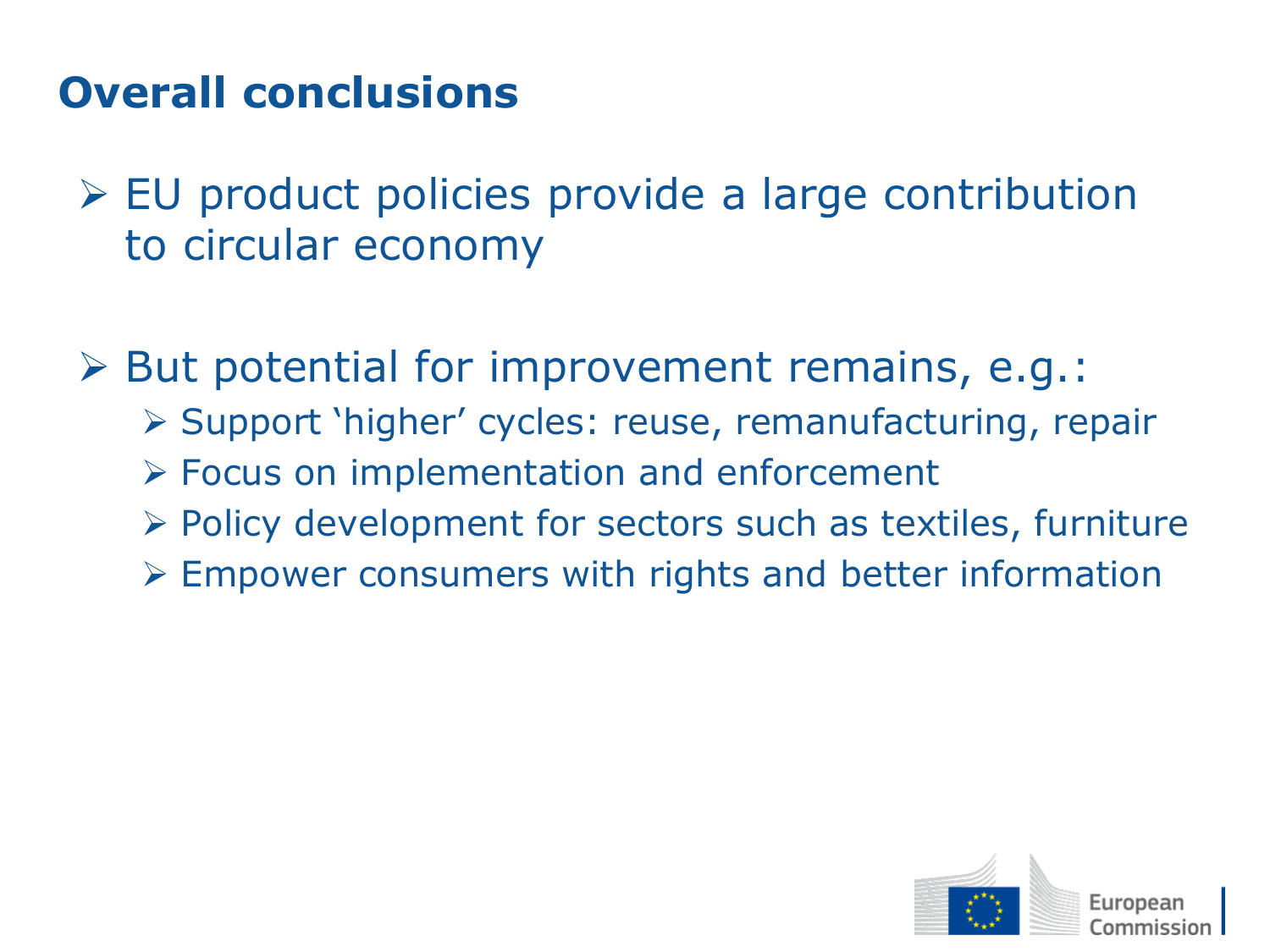# Overall conclusions

- EU product policies provide a large contribution to circular economy

- But potential for improvement remains, e.g.:
  - Support 'higher' cycles: reuse, remanufacturing, repair
  - Focus on implementation and enforcement
  - Policy development for sectors such as textiles, furniture
  - Empower consumers with rights and better information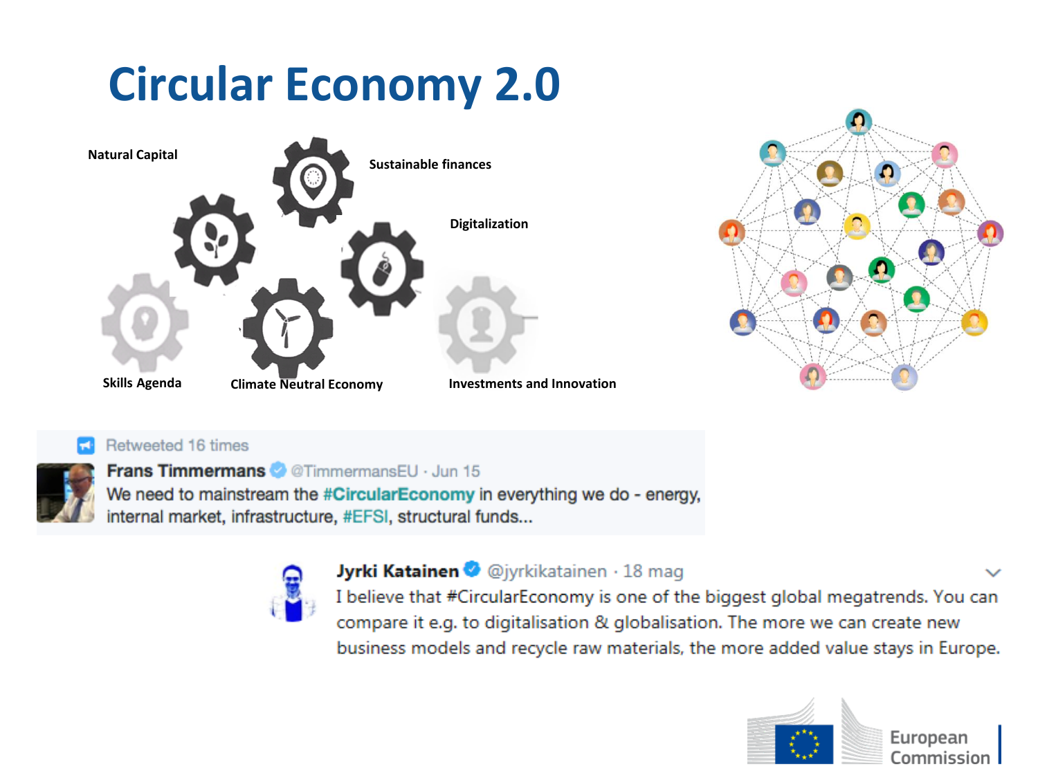# Circular Economy 2.0

Natural Capital

Sustainable finances

Digitalization

Skills Agenda

Climate Neutral Economy

Investments and Innovation

Retweeted 16 times

**Frans Timmermans** @TimmermansEU · Jun 15

We need to mainstream the #CircularEconomy in everything we do - energy, internal market, infrastructure, #EFSI, structural funds...

**Jyrki Katainen** @jyrkikatainen · 18 mag

I believe that #CircularEconomy is one of the biggest global megatrends. You can compare it e.g. to digitalisation & globalisation. The more we can create new business models and recycle raw materials, the more added value stays in Europe.